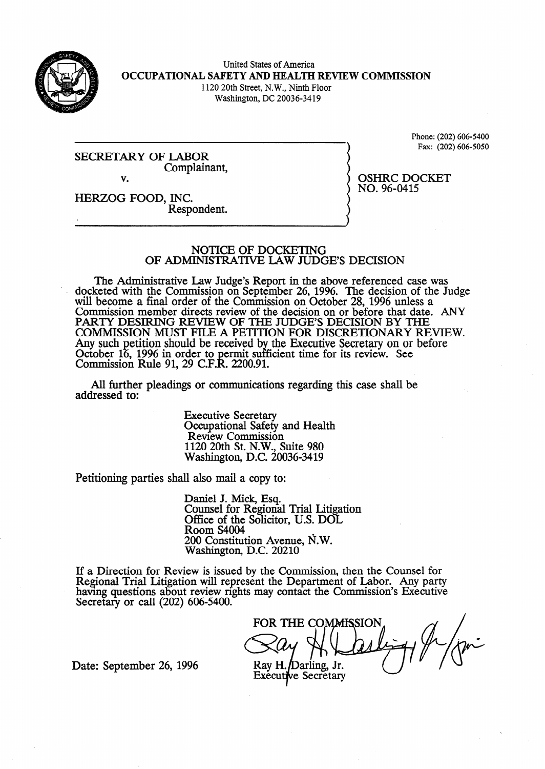United States of America
**OCCUPATIONAL SAFETY AND HEALTH REVIEW COMMISSION**
1120 20th Street, N.W., Ninth Floor
Washington, DC 20036-3419

Phone: (202) 606-5400
Fax: (202) 606-5050

SECRETARY OF LABOR
Complainant,

v.

HERZOG FOOD, INC.
Respondent.

OSHRC DOCKET
NO. 96-0415

## NOTICE OF DOCKETING OF ADMINISTRATIVE LAW JUDGE'S DECISION

The Administrative Law Judge's Report in the above referenced case was docketed with the Commission on September 26, 1996. The decision of the Judge will become a final order of the Commission on October 28, 1996 unless a Commission member directs review of the decision on or before that date. ANY PARTY DESIRING REVIEW OF THE JUDGE'S DECISION BY THE COMMISSION MUST FILE A PETITION FOR DISCRETIONARY REVIEW. Any such petition should be received by the Executive Secretary on or before October 16, 1996 in order to permit sufficient time for its review. See Commission Rule 91, 29 C.F.R. 2200.91.

All further pleadings or communications regarding this case shall be addressed to:

Executive Secretary
Occupational Safety and Health
Review Commission
1120 20th St. N.W., Suite 980
Washington, D.C. 20036-3419

Petitioning parties shall also mail a copy to:

Daniel J. Mick, Esq.
Counsel for Regional Trial Litigation
Office of the Solicitor, U.S. DOL
Room S4004
200 Constitution Avenue, N.W.
Washington, D.C. 20210

If a Direction for Review is issued by the Commission, then the Counsel for Regional Trial Litigation will represent the Department of Labor. Any party having questions about review rights may contact the Commission's Executive Secretary or call (202) 606-5400.

FOR THE COMMISSION

Ray H. Darling, Jr.
Executive Secretary

Date: September 26, 1996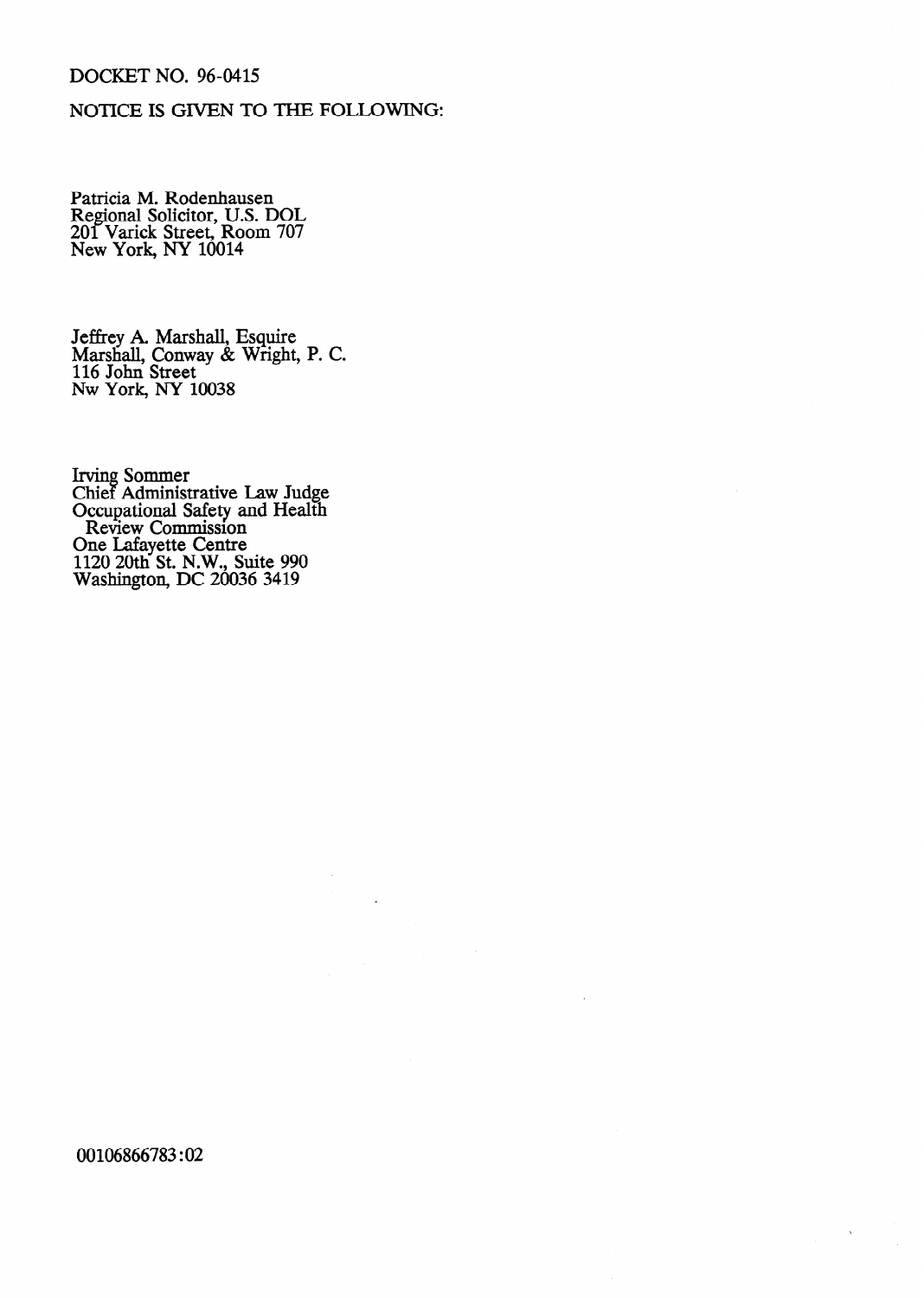DOCKET NO. 96-0415

NOTICE IS GIVEN TO THE FOLLOWING:

Patricia M. Rodenhausen
Regional Solicitor, U.S. DOL
201 Varick Street, Room 707
New York, NY 10014

Jeffrey A. Marshall, Esquire
Marshall, Conway & Wright, P. C.
116 John Street
Nw York, NY 10038

Irving Sommer
Chief Administrative Law Judge
Occupational Safety and Health
Review Commission
One Lafayette Centre
1120 20th St. N.W., Suite 990
Washington, DC 20036 3419

00106866783:02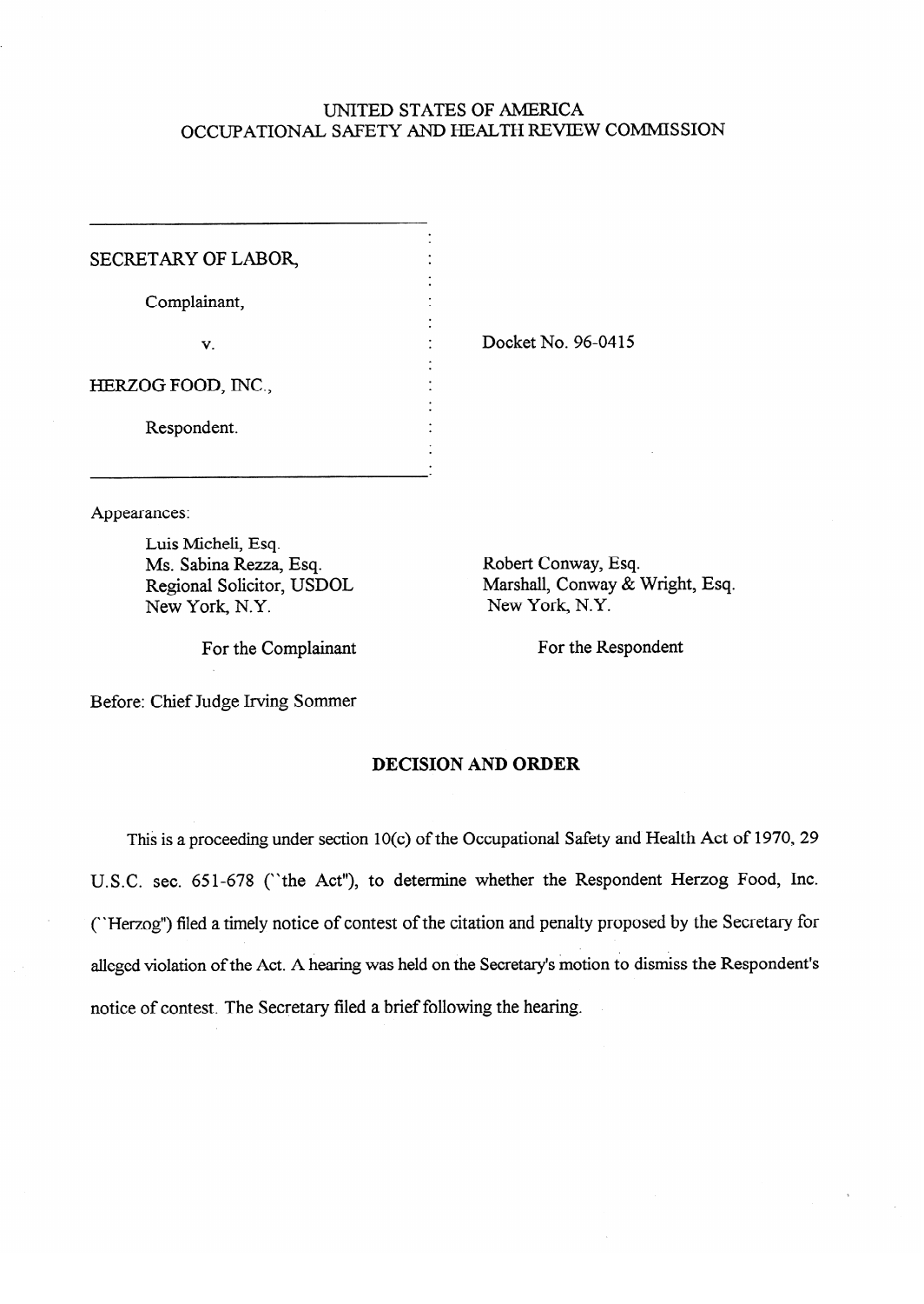UNITED STATES OF AMERICA
OCCUPATIONAL SAFETY AND HEALTH REVIEW COMMISSION

SECRETARY OF LABOR,

Complainant,

v.

HERZOG FOOD, INC.,

Respondent.

Docket No. 96-0415

Appearances:

Luis Micheli, Esq.
Ms. Sabina Rezza, Esq.
Regional Solicitor, USDOL
New York, N.Y.

For the Complainant

Robert Conway, Esq.
Marshall, Conway & Wright, Esq.
New York, N.Y.

For the Respondent

Before: Chief Judge Irving Sommer

## DECISION AND ORDER

This is a proceeding under section 10(c) of the Occupational Safety and Health Act of 1970, 29 U.S.C. sec. 651-678 (``the Act"), to determine whether the Respondent Herzog Food, Inc. (``Herzog") filed a timely notice of contest of the citation and penalty proposed by the Secretary for alleged violation of the Act. A hearing was held on the Secretary's motion to dismiss the Respondent's notice of contest. The Secretary filed a brief following the hearing.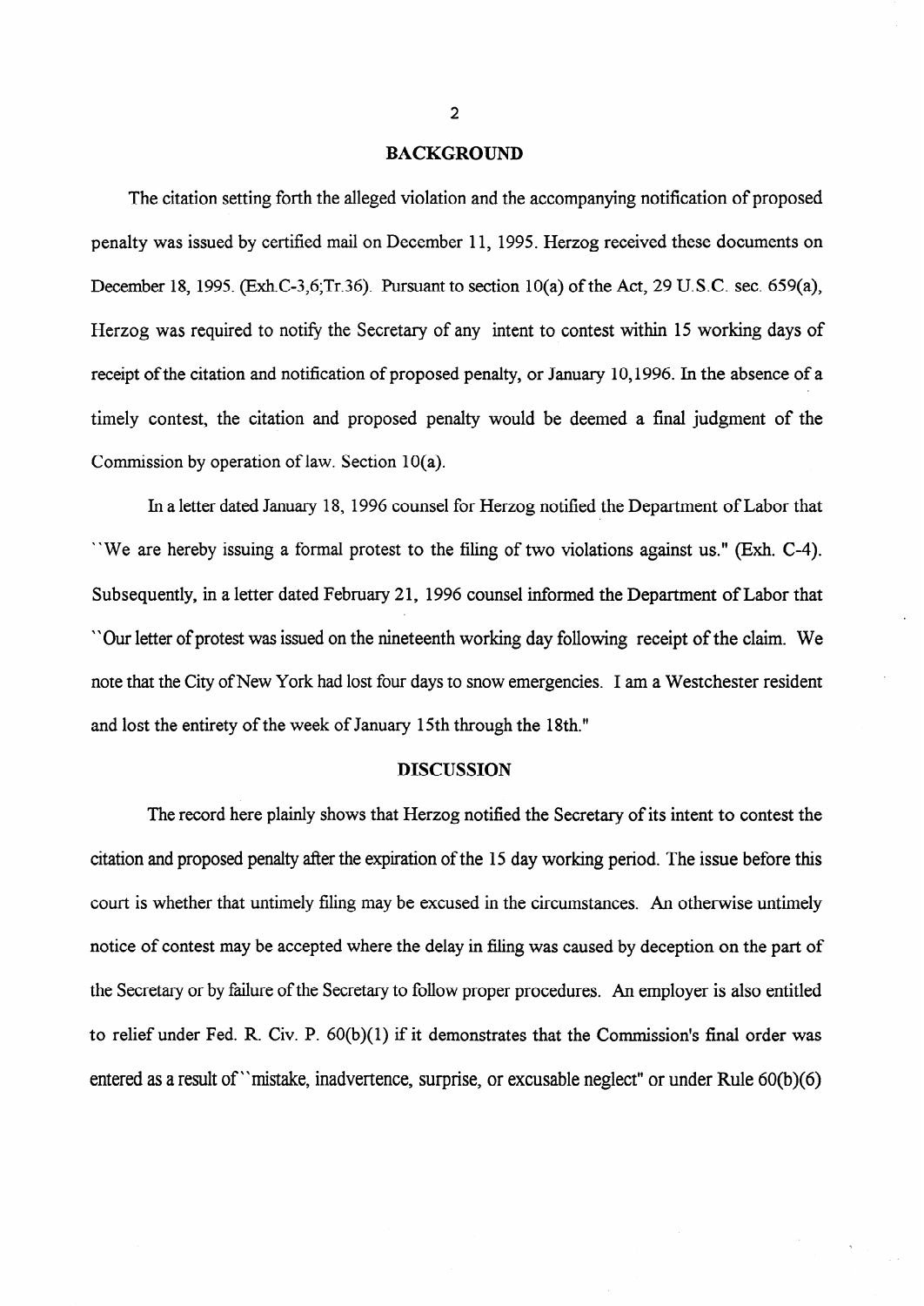## BACKGROUND

The citation setting forth the alleged violation and the accompanying notification of proposed penalty was issued by certified mail on December 11, 1995. Herzog received these documents on December 18, 1995. (Exh.C-3,6;Tr.36). Pursuant to section 10(a) of the Act, 29 U.S.C. sec. 659(a), Herzog was required to notify the Secretary of any intent to contest within 15 working days of receipt of the citation and notification of proposed penalty, or January 10,1996. In the absence of a timely contest, the citation and proposed penalty would be deemed a final judgment of the Commission by operation of law. Section 10(a).

In a letter dated January 18, 1996 counsel for Herzog notified the Department of Labor that ``We are hereby issuing a formal protest to the filing of two violations against us." (Exh. C-4). Subsequently, in a letter dated February 21, 1996 counsel informed the Department of Labor that ``Our letter of protest was issued on the nineteenth working day following receipt of the claim. We note that the City of New York had lost four days to snow emergencies. I am a Westchester resident and lost the entirety of the week of January 15th through the 18th."

## DISCUSSION

The record here plainly shows that Herzog notified the Secretary of its intent to contest the citation and proposed penalty after the expiration of the 15 day working period. The issue before this court is whether that untimely filing may be excused in the circumstances. An otherwise untimely notice of contest may be accepted where the delay in filing was caused by deception on the part of the Secretary or by failure of the Secretary to follow proper procedures. An employer is also entitled to relief under Fed. R. Civ. P. 60(b)(1) if it demonstrates that the Commission's final order was entered as a result of ``mistake, inadvertence, surprise, or excusable neglect" or under Rule 60(b)(6)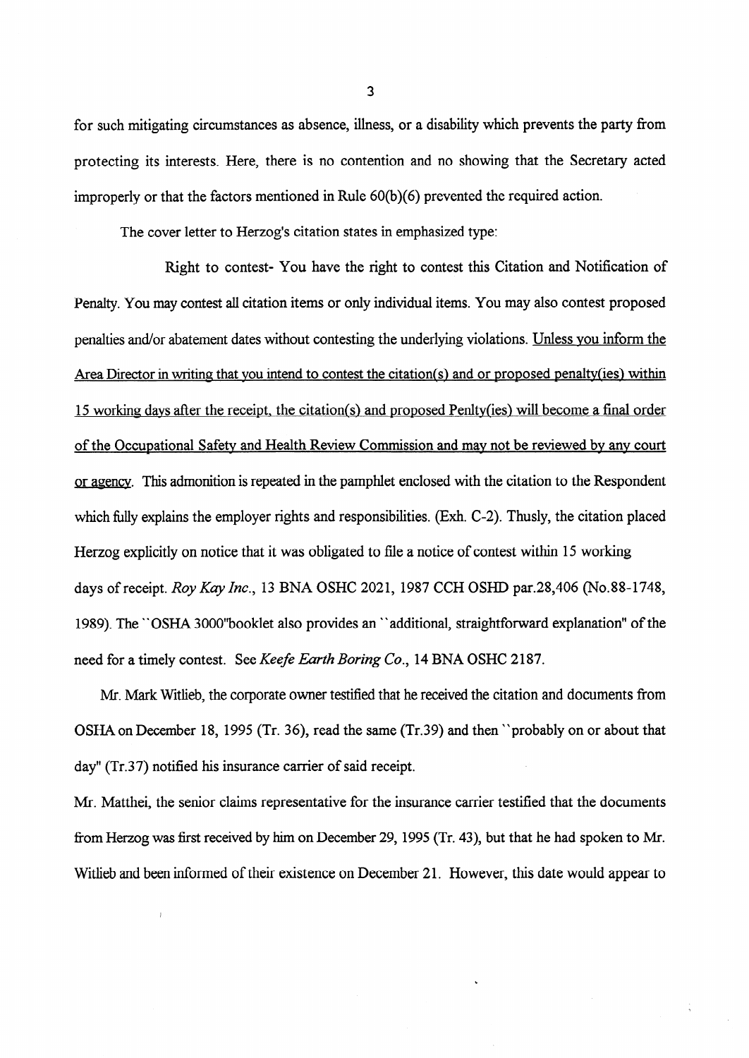for such mitigating circumstances as absence, illness, or a disability which prevents the party from protecting its interests. Here, there is no contention and no showing that the Secretary acted improperly or that the factors mentioned in Rule 60(b)(6) prevented the required action.

The cover letter to Herzog's citation states in emphasized type:

Right to contest- You have the right to contest this Citation and Notification of Penalty. You may contest all citation items or only individual items. You may also contest proposed penalties and/or abatement dates without contesting the underlying violations. <u>Unless you inform the Area Director in writing that you intend to contest the citation(s) and or proposed penalty(ies) within 15 working days after the receipt, the citation(s) and proposed Penlty(ies) will become a final order of the Occupational Safety and Health Review Commission and may not be reviewed by any court or agency</u>. This admonition is repeated in the pamphlet enclosed with the citation to the Respondent which fully explains the employer rights and responsibilities. (Exh. C-2). Thusly, the citation placed Herzog explicitly on notice that it was obligated to file a notice of contest within 15 working days of receipt. *Roy Kay Inc.*, 13 BNA OSHC 2021, 1987 CCH OSHD par.28,406 (No.88-1748, 1989). The ``OSHA 3000"booklet also provides an ``additional, straightforward explanation" of the need for a timely contest. See *Keefe Earth Boring Co.*, 14 BNA OSHC 2187.

Mr. Mark Witlieb, the corporate owner testified that he received the citation and documents from OSHA on December 18, 1995 (Tr. 36), read the same (Tr.39) and then ``probably on or about that day" (Tr.37) notified his insurance carrier of said receipt.

Mr. Matthei, the senior claims representative for the insurance carrier testified that the documents from Herzog was first received by him on December 29, 1995 (Tr. 43), but that he had spoken to Mr. Witlieb and been informed of their existence on December 21. However, this date would appear to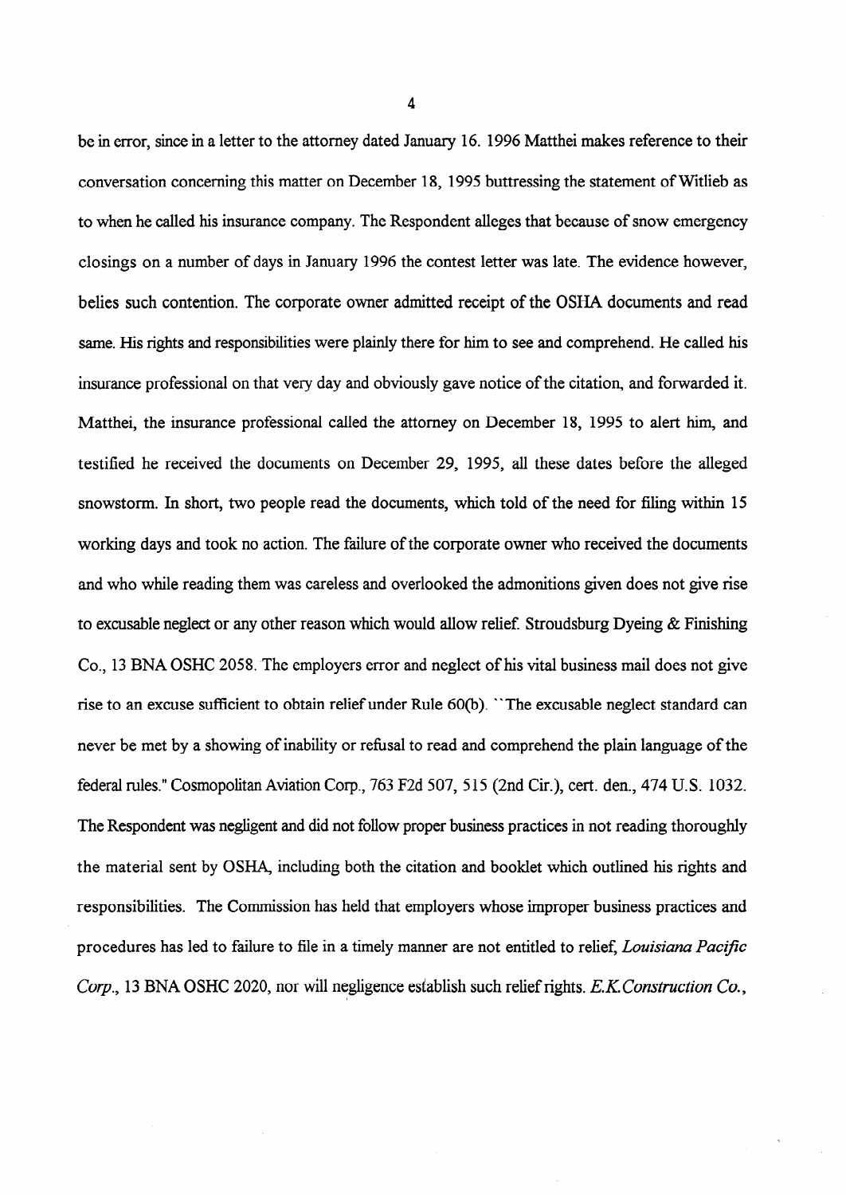be in error, since in a letter to the attorney dated January 16. 1996 Matthei makes reference to their conversation concerning this matter on December 18, 1995 buttressing the statement of Witlieb as to when he called his insurance company. The Respondent alleges that because of snow emergency closings on a number of days in January 1996 the contest letter was late. The evidence however, belies such contention. The corporate owner admitted receipt of the OSHA documents and read same. His rights and responsibilities were plainly there for him to see and comprehend. He called his insurance professional on that very day and obviously gave notice of the citation, and forwarded it. Matthei, the insurance professional called the attorney on December 18, 1995 to alert him, and testified he received the documents on December 29, 1995, all these dates before the alleged snowstorm. In short, two people read the documents, which told of the need for filing within 15 working days and took no action. The failure of the corporate owner who received the documents and who while reading them was careless and overlooked the admonitions given does not give rise to excusable neglect or any other reason which would allow relief. Stroudsburg Dyeing & Finishing Co., 13 BNA OSHC 2058. The employers error and neglect of his vital business mail does not give rise to an excuse sufficient to obtain relief under Rule 60(b). ``The excusable neglect standard can never be met by a showing of inability or refusal to read and comprehend the plain language of the federal rules." Cosmopolitan Aviation Corp., 763 F2d 507, 515 (2nd Cir.), cert. den., 474 U.S. 1032. The Respondent was negligent and did not follow proper business practices in not reading thoroughly the material sent by OSHA, including both the citation and booklet which outlined his rights and responsibilities. The Commission has held that employers whose improper business practices and procedures has led to failure to file in a timely manner are not entitled to relief, *Louisiana Pacific Corp.*, 13 BNA OSHC 2020, nor will negligence establish such relief rights. *E.K.Construction Co.*,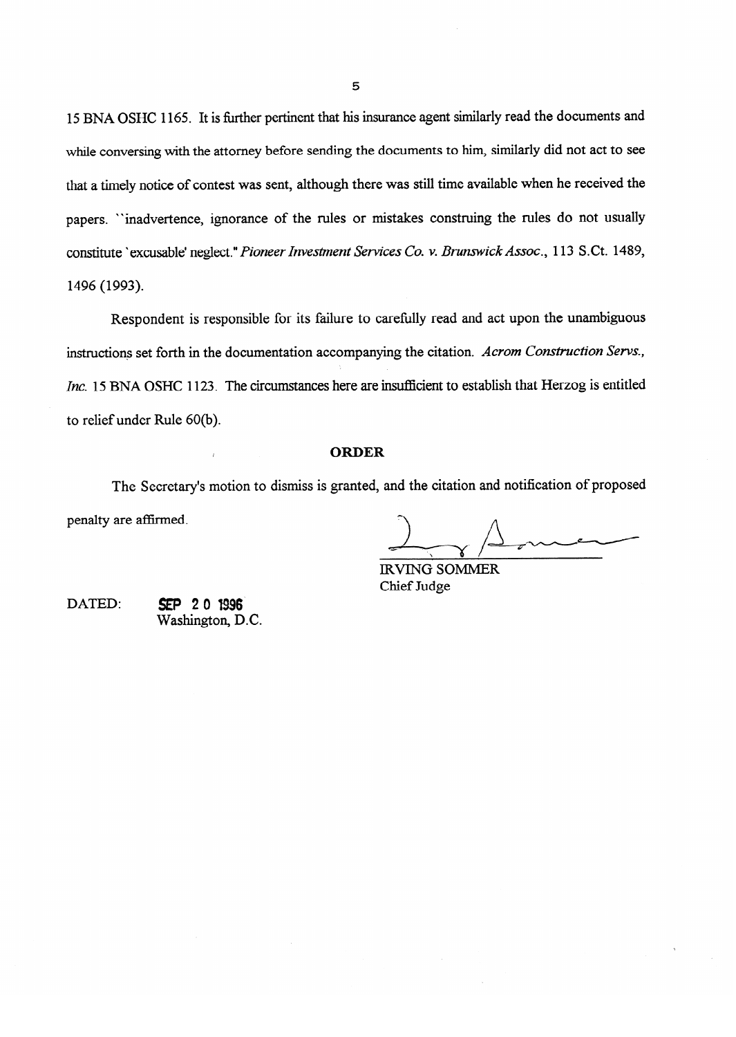15 BNA OSHC 1165. It is further pertinent that his insurance agent similarly read the documents and while conversing with the attorney before sending the documents to him, similarly did not act to see that a timely notice of contest was sent, although there was still time available when he received the papers. ``inadvertence, ignorance of the rules or mistakes construing the rules do not usually constitute `excusable' neglect." *Pioneer Investment Services Co. v. Brunswick Assoc.*, 113 S.Ct. 1489, 1496 (1993).

Respondent is responsible for its failure to carefully read and act upon the unambiguous instructions set forth in the documentation accompanying the citation. *Acrom Construction Servs., Inc.* 15 BNA OSHC 1123. The circumstances here are insufficient to establish that Herzog is entitled to relief under Rule 60(b).

**ORDER**

The Secretary's motion to dismiss is granted, and the citation and notification of proposed penalty are affirmed.

IRVING SOMMER
Chief Judge

DATED: SEP 20 1996
Washington, D.C.